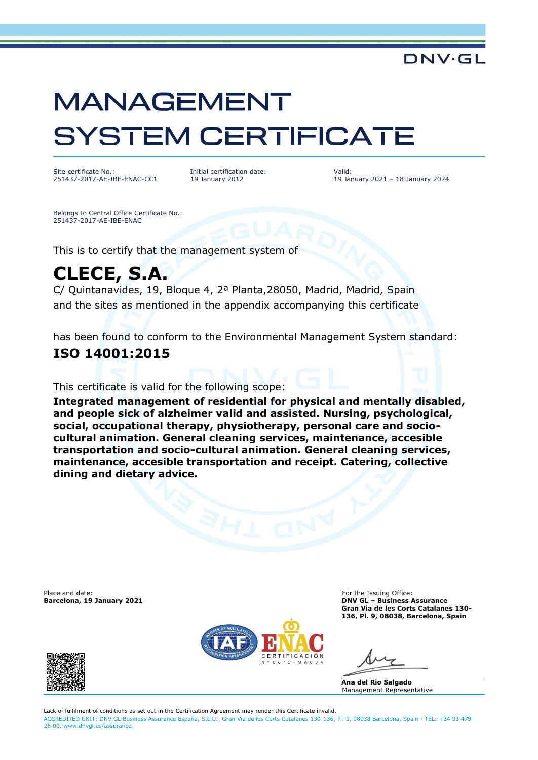DNV·GL

# MANAGEMENT SYSTEM CERTIFICATE

Site certificate No.:
251437-2017-AE-IBE-ENAC-CC1

Initial certification date:
19 January 2012

Valid:
19 January 2021 – 18 January 2024

Belongs to Central Office Certificate No.:
251437-2017-AE-IBE-ENAC

This is to certify that the management system of

## CLECE, S.A.

C/ Quintanavides, 19, Bloque 4, 2ª Planta,28050, Madrid, Madrid, Spain
and the sites as mentioned in the appendix accompanying this certificate

has been found to conform to the Environmental Management System standard:

### ISO 14001:2015

This certificate is valid for the following scope:

**Integrated management of residential for physical and mentally disabled, and people sick of alzheimer valid and assisted. Nursing, psychological, social, occupational therapy, physiotherapy, personal care and socio-cultural animation. General cleaning services, maintenance, accesible transportation and socio-cultural animation. General cleaning services, maintenance, accesible transportation and receipt. Catering, collective dining and dietary advice.**

Place and date:
**Barcelona, 19 January 2021**

For the Issuing Office:
**DNV GL – Business Assurance**
**Gran Via de les Corts Catalanes 130-136, Pl. 9, 08038, Barcelona, Spain**

ENAC CERTIFICACIÓN Nº 06/C-MA004

**Ana del Rio Salgado**
Management Representative

Lack of fulfilment of conditions as set out in the Certification Agreement may render this Certificate invalid.
ACCREDITED UNIT: DNV GL Business Assurance España, S.L.U., Gran Via de les Corts Catalanes 130-136, Pl. 9, 08038 Barcelona, Spain - TEL: +34 93 479 26 00. www.dnvgl.es/assurance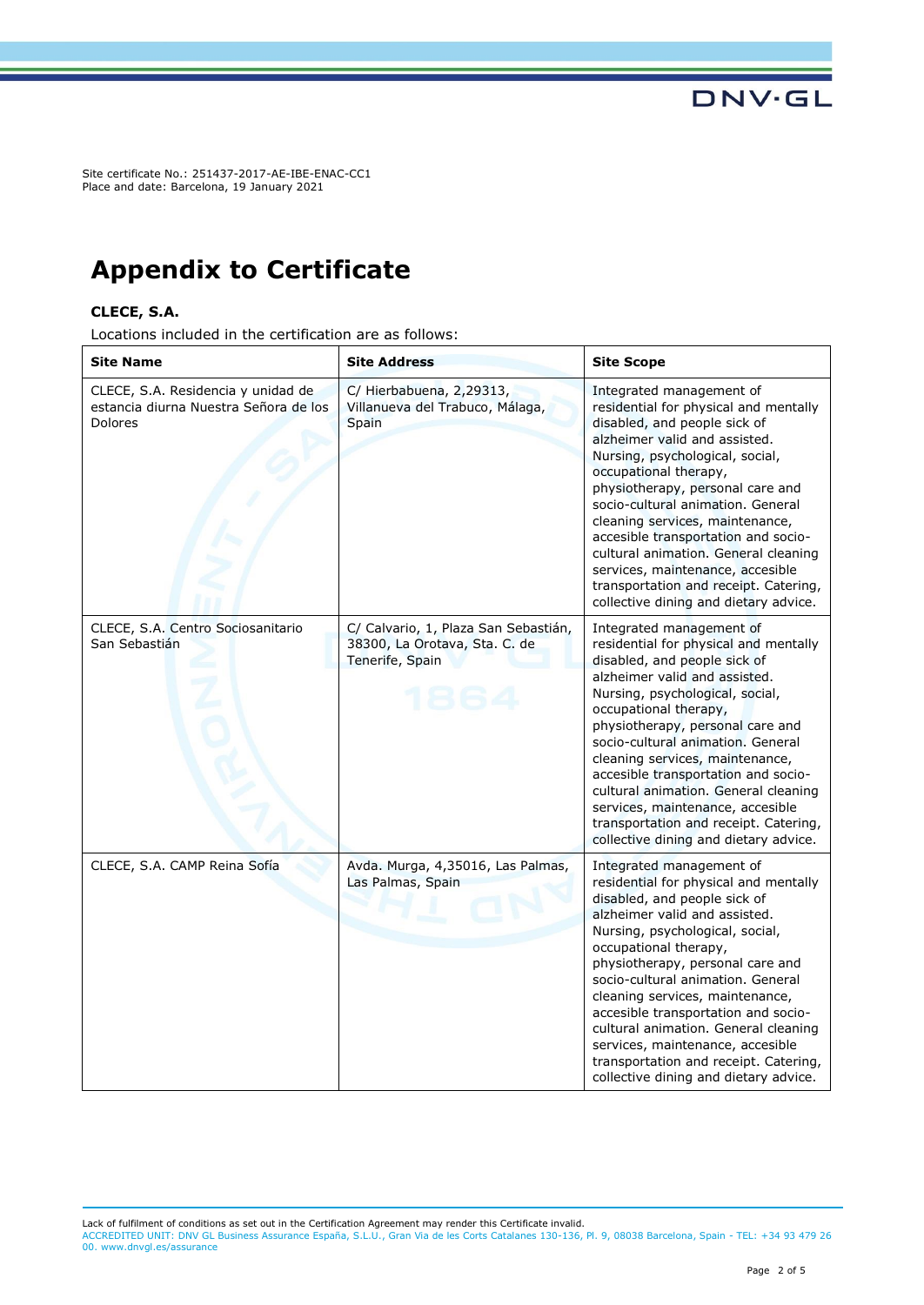Site certificate No.: 251437-2017-AE-IBE-ENAC-CC1
Place and date: Barcelona, 19 January 2021

# Appendix to Certificate

**CLECE, S.A.**

Locations included in the certification are as follows:

| Site Name | Site Address | Site Scope |
|---|---|---|
| CLECE, S.A. Residencia y unidad de estancia diurna Nuestra Señora de los Dolores | C/ Hierbabuena, 2,29313, Villanueva del Trabuco, Málaga, Spain | Integrated management of residential for physical and mentally disabled, and people sick of alzheimer valid and assisted. Nursing, psychological, social, occupational therapy, physiotherapy, personal care and socio-cultural animation. General cleaning services, maintenance, accesible transportation and socio-cultural animation. General cleaning services, maintenance, accesible transportation and receipt. Catering, collective dining and dietary advice. |
| CLECE, S.A. Centro Sociosanitario San Sebastián | C/ Calvario, 1, Plaza San Sebastián, 38300, La Orotava, Sta. C. de Tenerife, Spain | Integrated management of residential for physical and mentally disabled, and people sick of alzheimer valid and assisted. Nursing, psychological, social, occupational therapy, physiotherapy, personal care and socio-cultural animation. General cleaning services, maintenance, accesible transportation and socio-cultural animation. General cleaning services, maintenance, accesible transportation and receipt. Catering, collective dining and dietary advice. |
| CLECE, S.A. CAMP Reina Sofía | Avda. Murga, 4,35016, Las Palmas, Las Palmas, Spain | Integrated management of residential for physical and mentally disabled, and people sick of alzheimer valid and assisted. Nursing, psychological, social, occupational therapy, physiotherapy, personal care and socio-cultural animation. General cleaning services, maintenance, accesible transportation and socio-cultural animation. General cleaning services, maintenance, accesible transportation and receipt. Catering, collective dining and dietary advice. |

Lack of fulfilment of conditions as set out in the Certification Agreement may render this Certificate invalid.
ACCREDITED UNIT: DNV GL Business Assurance España, S.L.U., Gran Via de les Corts Catalanes 130-136, Pl. 9, 08038 Barcelona, Spain - TEL: +34 93 479 26 00. www.dnvgl.es/assurance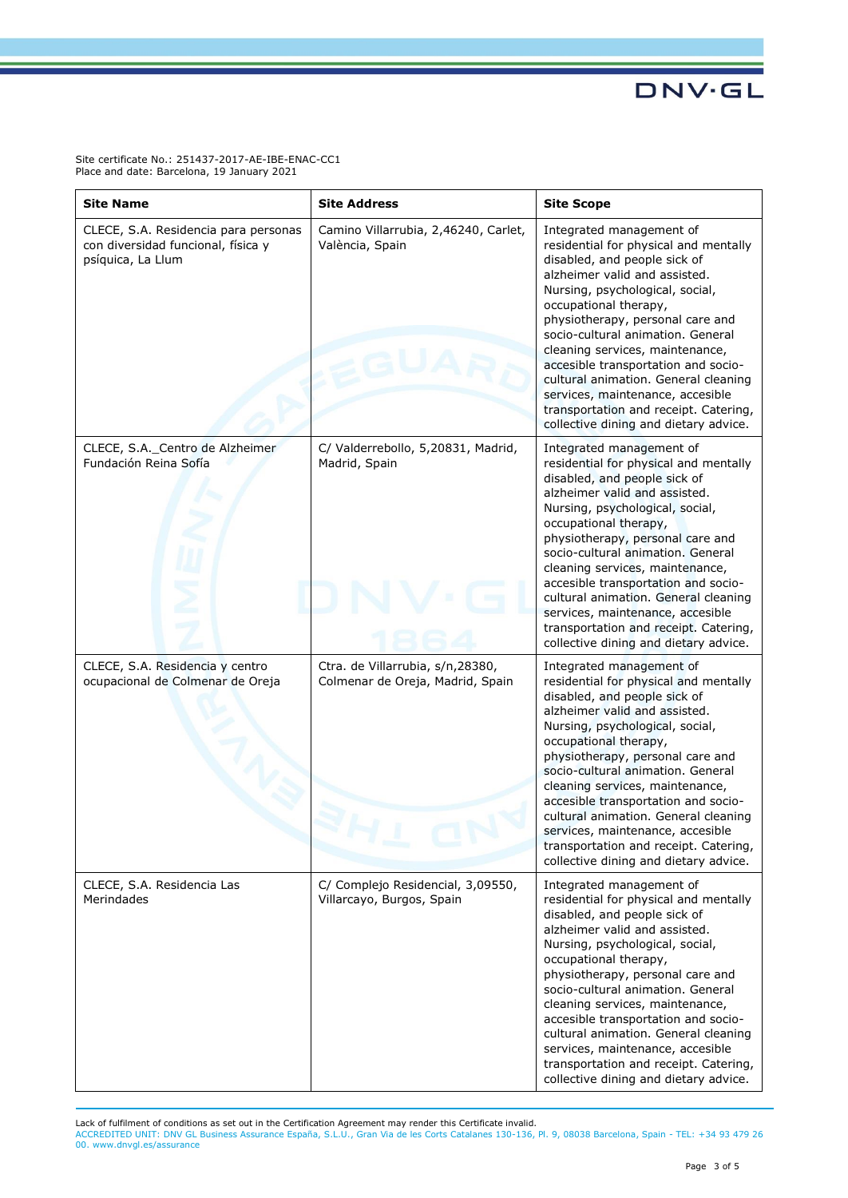Site certificate No.: 251437-2017-AE-IBE-ENAC-CC1
Place and date: Barcelona, 19 January 2021

| Site Name | Site Address | Site Scope |
|---|---|---|
| CLECE, S.A. Residencia para personas con diversidad funcional, física y psíquica, La Llum | Camino Villarrubia, 2,46240, Carlet, València, Spain | Integrated management of residential for physical and mentally disabled, and people sick of alzheimer valid and assisted. Nursing, psychological, social, occupational therapy, physiotherapy, personal care and socio-cultural animation. General cleaning services, maintenance, accesible transportation and socio-cultural animation. General cleaning services, maintenance, accesible transportation and receipt. Catering, collective dining and dietary advice. |
| CLECE, S.A._Centro de Alzheimer Fundación Reina Sofía | C/ Valderrebollo, 5,20831, Madrid, Madrid, Spain | Integrated management of residential for physical and mentally disabled, and people sick of alzheimer valid and assisted. Nursing, psychological, social, occupational therapy, physiotherapy, personal care and socio-cultural animation. General cleaning services, maintenance, accesible transportation and socio-cultural animation. General cleaning services, maintenance, accesible transportation and receipt. Catering, collective dining and dietary advice. |
| CLECE, S.A. Residencia y centro ocupacional de Colmenar de Oreja | Ctra. de Villarrubia, s/n,28380, Colmenar de Oreja, Madrid, Spain | Integrated management of residential for physical and mentally disabled, and people sick of alzheimer valid and assisted. Nursing, psychological, social, occupational therapy, physiotherapy, personal care and socio-cultural animation. General cleaning services, maintenance, accesible transportation and socio-cultural animation. General cleaning services, maintenance, accesible transportation and receipt. Catering, collective dining and dietary advice. |
| CLECE, S.A. Residencia Las Merindades | C/ Complejo Residencial, 3,09550, Villarcayo, Burgos, Spain | Integrated management of residential for physical and mentally disabled, and people sick of alzheimer valid and assisted. Nursing, psychological, social, occupational therapy, physiotherapy, personal care and socio-cultural animation. General cleaning services, maintenance, accesible transportation and socio-cultural animation. General cleaning services, maintenance, accesible transportation and receipt. Catering, collective dining and dietary advice. |

Lack of fulfilment of conditions as set out in the Certification Agreement may render this Certificate invalid.
ACCREDITED UNIT: DNV GL Business Assurance España, S.L.U., Gran Via de les Corts Catalanes 130-136, Pl. 9, 08038 Barcelona, Spain - TEL: +34 93 479 26 00. www.dnvgl.es/assurance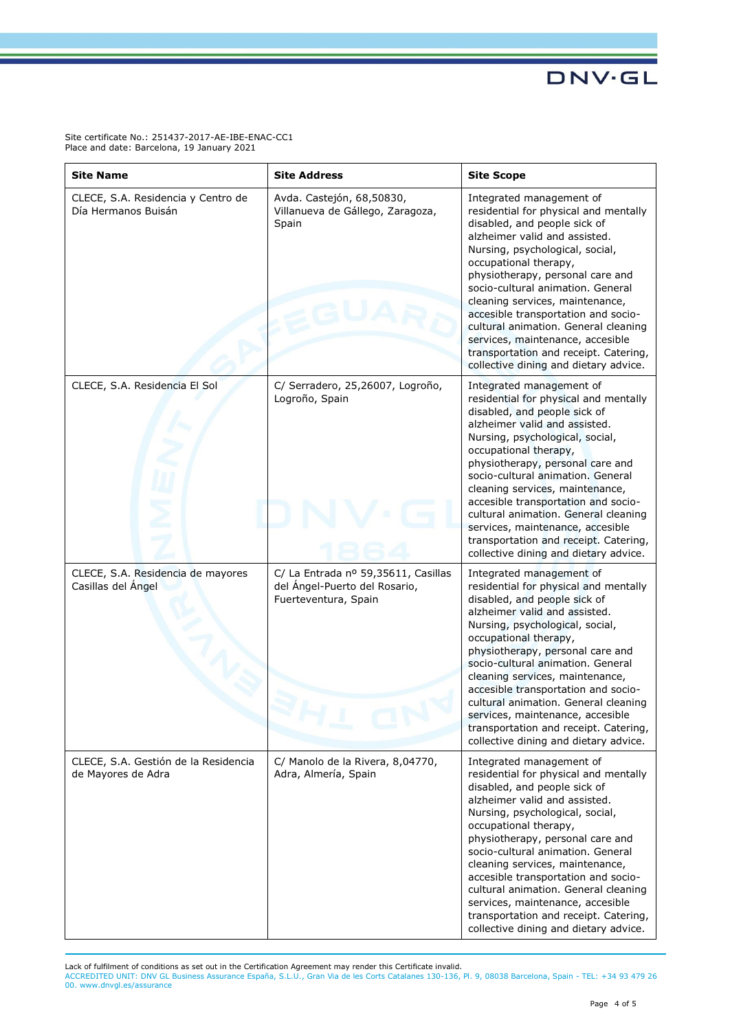Site certificate No.: 251437-2017-AE-IBE-ENAC-CC1
Place and date: Barcelona, 19 January 2021

| Site Name | Site Address | Site Scope |
|---|---|---|
| CLECE, S.A. Residencia y Centro de Día Hermanos Buisán | Avda. Castejón, 68,50830, Villanueva de Gállego, Zaragoza, Spain | Integrated management of residential for physical and mentally disabled, and people sick of alzheimer valid and assisted. Nursing, psychological, social, occupational therapy, physiotherapy, personal care and socio-cultural animation. General cleaning services, maintenance, accesible transportation and socio-cultural animation. General cleaning services, maintenance, accesible transportation and receipt. Catering, collective dining and dietary advice. |
| CLECE, S.A. Residencia El Sol | C/ Serradero, 25,26007, Logroño, Logroño, Spain | Integrated management of residential for physical and mentally disabled, and people sick of alzheimer valid and assisted. Nursing, psychological, social, occupational therapy, physiotherapy, personal care and socio-cultural animation. General cleaning services, maintenance, accesible transportation and socio-cultural animation. General cleaning services, maintenance, accesible transportation and receipt. Catering, collective dining and dietary advice. |
| CLECE, S.A. Residencia de mayores Casillas del Ángel | C/ La Entrada nº 59,35611, Casillas del Ángel-Puerto del Rosario, Fuerteventura, Spain | Integrated management of residential for physical and mentally disabled, and people sick of alzheimer valid and assisted. Nursing, psychological, social, occupational therapy, physiotherapy, personal care and socio-cultural animation. General cleaning services, maintenance, accesible transportation and socio-cultural animation. General cleaning services, maintenance, accesible transportation and receipt. Catering, collective dining and dietary advice. |
| CLECE, S.A. Gestión de la Residencia de Mayores de Adra | C/ Manolo de la Rivera, 8,04770, Adra, Almería, Spain | Integrated management of residential for physical and mentally disabled, and people sick of alzheimer valid and assisted. Nursing, psychological, social, occupational therapy, physiotherapy, personal care and socio-cultural animation. General cleaning services, maintenance, accesible transportation and socio-cultural animation. General cleaning services, maintenance, accesible transportation and receipt. Catering, collective dining and dietary advice. |

Lack of fulfilment of conditions as set out in the Certification Agreement may render this Certificate invalid.
ACCREDITED UNIT: DNV GL Business Assurance España, S.L.U., Gran Via de les Corts Catalanes 130-136, Pl. 9, 08038 Barcelona, Spain - TEL: +34 93 479 26 00. www.dnvgl.es/assurance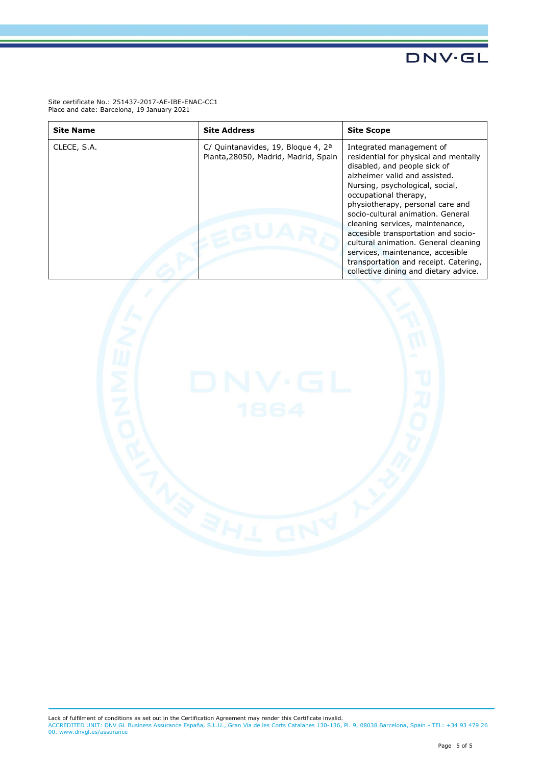Site certificate No.: 251437-2017-AE-IBE-ENAC-CC1
Place and date: Barcelona, 19 January 2021

| Site Name | Site Address | Site Scope |
|---|---|---|
| CLECE, S.A. | C/ Quintanavides, 19, Bloque 4, 2ª Planta,28050, Madrid, Madrid, Spain | Integrated management of residential for physical and mentally disabled, and people sick of alzheimer valid and assisted. Nursing, psychological, social, occupational therapy, physiotherapy, personal care and socio-cultural animation. General cleaning services, maintenance, accesible transportation and socio-cultural animation. General cleaning services, maintenance, accesible transportation and receipt. Catering, collective dining and dietary advice. |

Lack of fulfilment of conditions as set out in the Certification Agreement may render this Certificate invalid.
ACCREDITED UNIT: DNV GL Business Assurance España, S.L.U., Gran Via de les Corts Catalanes 130-136, Pl. 9, 08038 Barcelona, Spain - TEL: +34 93 479 26 00. www.dnvgl.es/assurance